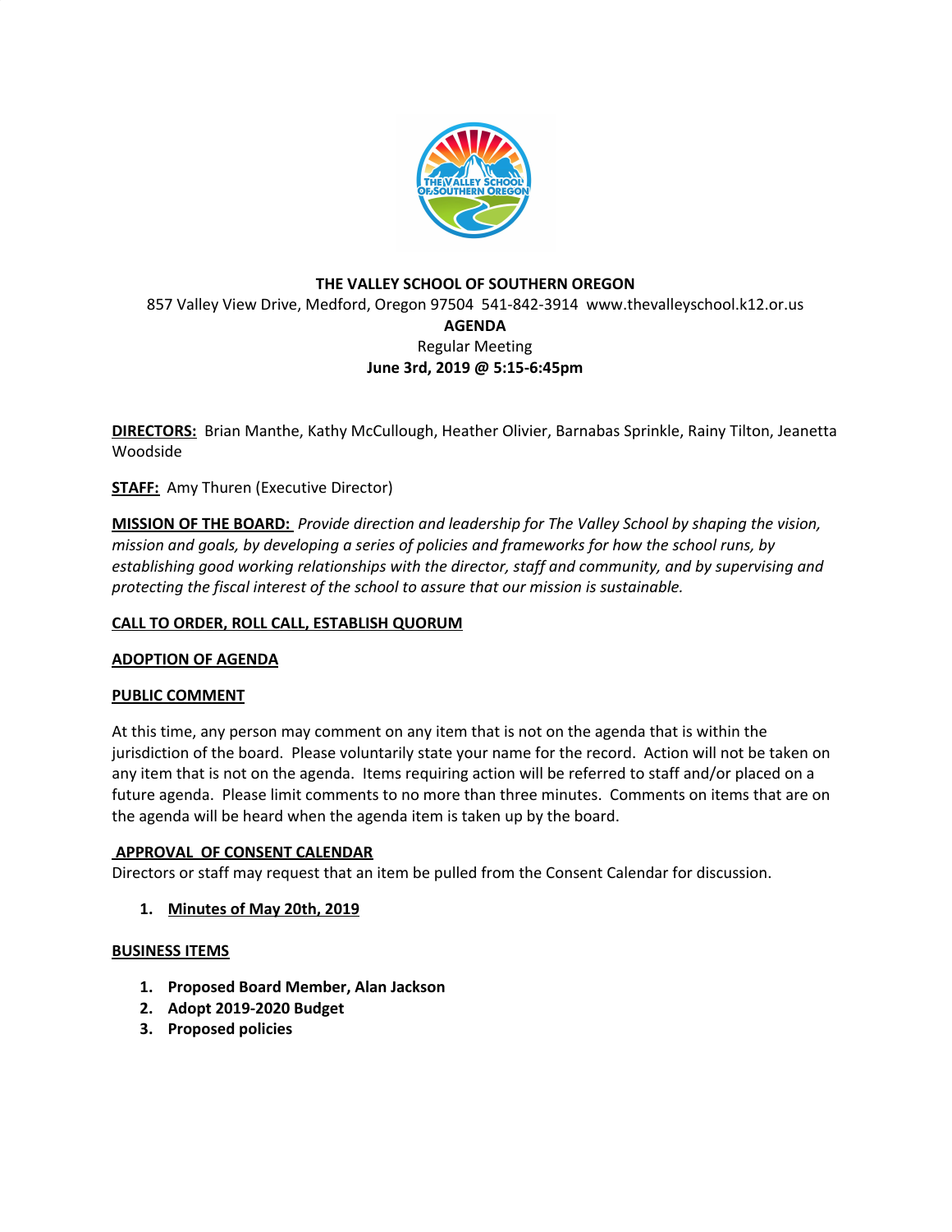**THE VALLEY SCHOOL OF SOUTHERN OREGON**

857 Valley View Drive, Medford, Oregon 97504 541-842-3914 www.thevalleyschool.k12.or.us

**AGENDA**

Regular Meeting

**June 3rd, 2019 @ 5:15-6:45pm**

**DIRECTORS:** Brian Manthe, Kathy McCullough, Heather Olivier, Barnabas Sprinkle, Rainy Tilton, Jeanetta Woodside

**STAFF:** Amy Thuren (Executive Director)

**MISSION OF THE BOARD:** *Provide direction and leadership for The Valley School by shaping the vision, mission and goals, by developing a series of policies and frameworks for how the school runs, by establishing good working relationships with the director, staff and community, and by supervising and protecting the fiscal interest of the school to assure that our mission is sustainable.*

**CALL TO ORDER, ROLL CALL, ESTABLISH QUORUM**

**ADOPTION OF AGENDA**

**PUBLIC COMMENT**

At this time, any person may comment on any item that is not on the agenda that is within the jurisdiction of the board. Please voluntarily state your name for the record. Action will not be taken on any item that is not on the agenda. Items requiring action will be referred to staff and/or placed on a future agenda. Please limit comments to no more than three minutes. Comments on items that are on the agenda will be heard when the agenda item is taken up by the board.

**APPROVAL OF CONSENT CALENDAR**

Directors or staff may request that an item be pulled from the Consent Calendar for discussion.

1. **Minutes of May 20th, 2019**

**BUSINESS ITEMS**

1. **Proposed Board Member, Alan Jackson**
2. **Adopt 2019-2020 Budget**
3. **Proposed policies**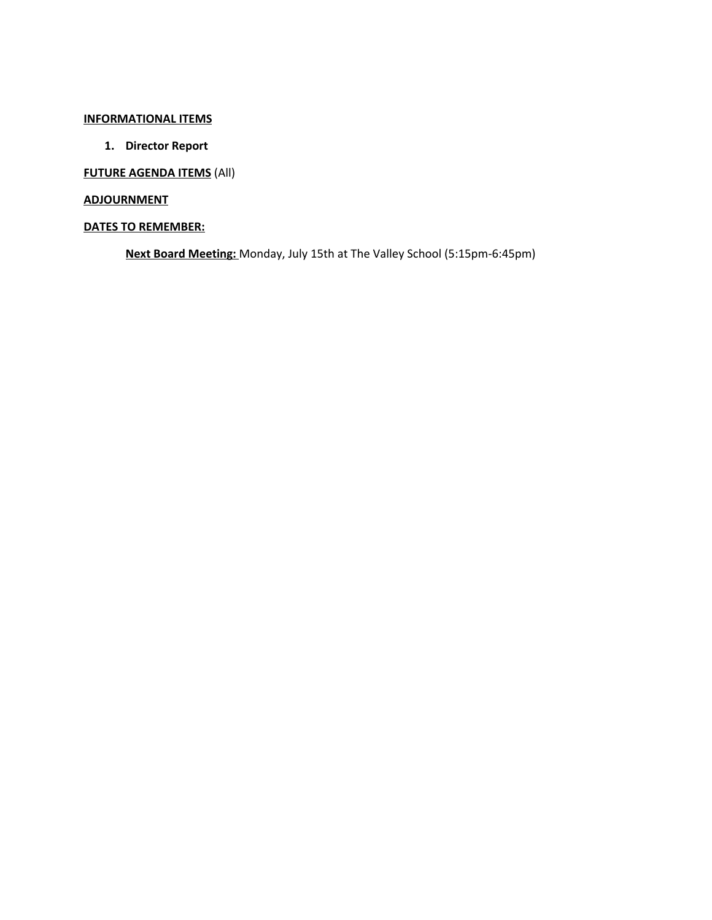**INFORMATIONAL ITEMS**

1. **Director Report**

**FUTURE AGENDA ITEMS** (All)

**ADJOURNMENT**

**DATES TO REMEMBER:**

**Next Board Meeting:** Monday, July 15th at The Valley School (5:15pm-6:45pm)